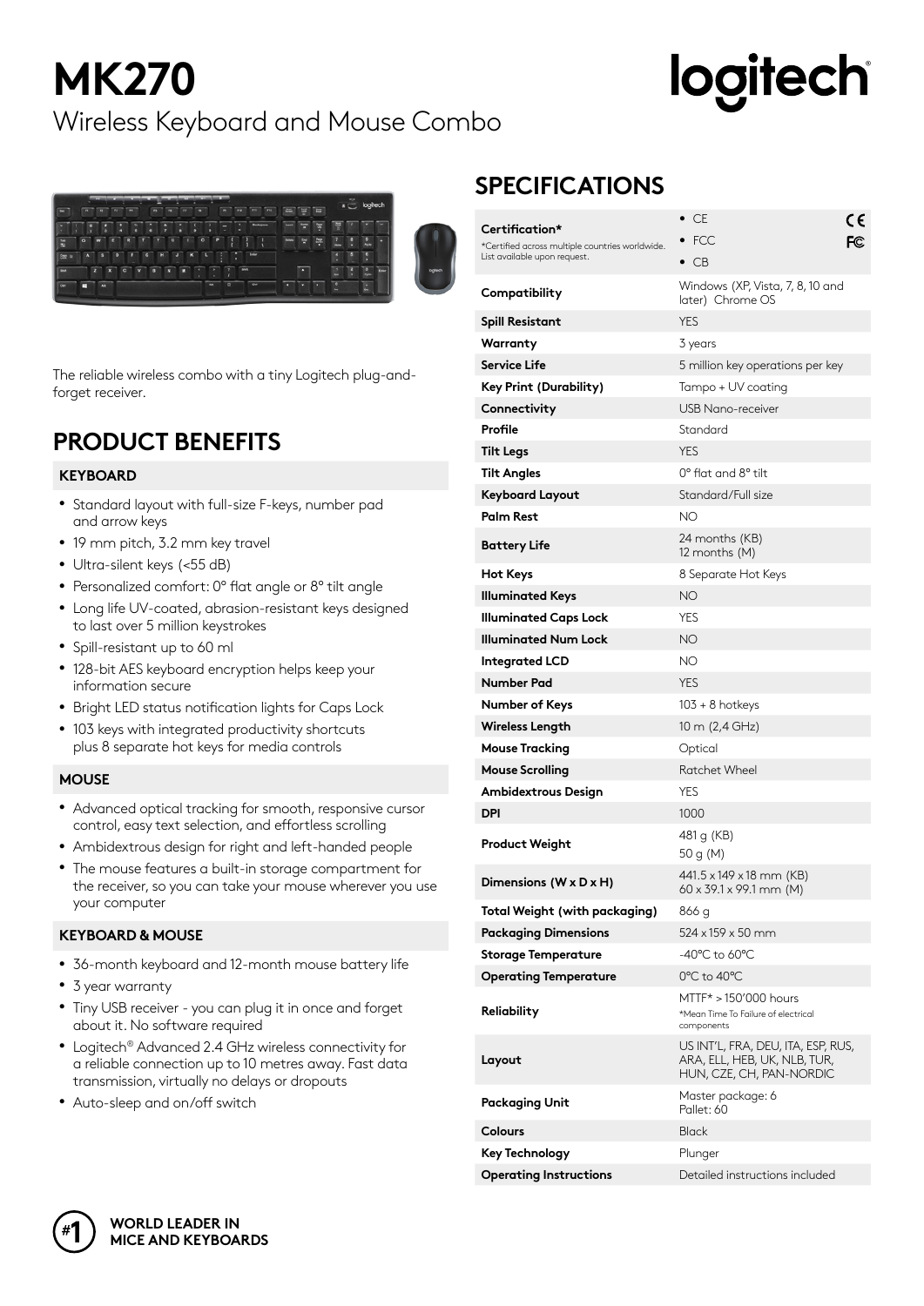# MK270

Wireless Keyboard and Mouse Combo

logitech

The reliable wireless combo with a tiny Logitech plug-and-forget receiver.

## PRODUCT BENEFITS

### KEYBOARD

- Standard layout with full-size F-keys, number pad and arrow keys
- 19 mm pitch, 3.2 mm key travel
- Ultra-silent keys (<55 dB)
- Personalized comfort: 0° flat angle or 8° tilt angle
- Long life UV-coated, abrasion-resistant keys designed to last over 5 million keystrokes
- Spill-resistant up to 60 ml
- 128-bit AES keyboard encryption helps keep your information secure
- Bright LED status notification lights for Caps Lock
- 103 keys with integrated productivity shortcuts plus 8 separate hot keys for media controls

### MOUSE

- Advanced optical tracking for smooth, responsive cursor control, easy text selection, and effortless scrolling
- Ambidextrous design for right and left-handed people
- The mouse features a built-in storage compartment for the receiver, so you can take your mouse wherever you use your computer

### KEYBOARD & MOUSE

- 36-month keyboard and 12-month mouse battery life
- 3 year warranty
- Tiny USB receiver - you can plug it in once and forget about it. No software required
- Logitech® Advanced 2.4 GHz wireless connectivity for a reliable connection up to 10 metres away. Fast data transmission, virtually no delays or dropouts
- Auto-sleep and on/off switch

## SPECIFICATIONS

| | |
|---|---|
| **Certification*** <br> *Certified across multiple countries worldwide. List available upon request. | • CE <br> • FCC <br> • CB |
| **Compatibility** | Windows (XP, Vista, 7, 8, 10 and later) Chrome OS |
| **Spill Resistant** | YES |
| **Warranty** | 3 years |
| **Service Life** | 5 million key operations per key |
| **Key Print (Durability)** | Tampo + UV coating |
| **Connectivity** | USB Nano-receiver |
| **Profile** | Standard |
| **Tilt Legs** | YES |
| **Tilt Angles** | 0° flat and 8° tilt |
| **Keyboard Layout** | Standard/Full size |
| **Palm Rest** | NO |
| **Battery Life** | 24 months (KB) <br> 12 months (M) |
| **Hot Keys** | 8 Separate Hot Keys |
| **Illuminated Keys** | NO |
| **Illuminated Caps Lock** | YES |
| **Illuminated Num Lock** | NO |
| **Integrated LCD** | NO |
| **Number Pad** | YES |
| **Number of Keys** | 103 + 8 hotkeys |
| **Wireless Length** | 10 m (2,4 GHz) |
| **Mouse Tracking** | Optical |
| **Mouse Scrolling** | Ratchet Wheel |
| **Ambidextrous Design** | YES |
| **DPI** | 1000 |
| **Product Weight** | 481 g (KB) <br> 50 g (M) |
| **Dimensions (W x D x H)** | 441.5 x 149 x 18 mm (KB) <br> 60 x 39.1 x 99.1 mm (M) |
| **Total Weight (with packaging)** | 866 g |
| **Packaging Dimensions** | 524 x 159 x 50 mm |
| **Storage Temperature** | -40°C to 60°C |
| **Operating Temperature** | 0°C to 40°C |
| **Reliability** | MTTF* > 150'000 hours <br> *Mean Time To Failure of electrical components |
| **Layout** | US INT'L, FRA, DEU, ITA, ESP, RUS, ARA, ELL, HEB, UK, NLB, TUR, HUN, CZE, CH, PAN-NORDIC |
| **Packaging Unit** | Master package: 6 <br> Pallet: 60 |
| **Colours** | Black |
| **Key Technology** | Plunger |
| **Operating Instructions** | Detailed instructions included |

#1 WORLD LEADER IN MICE AND KEYBOARDS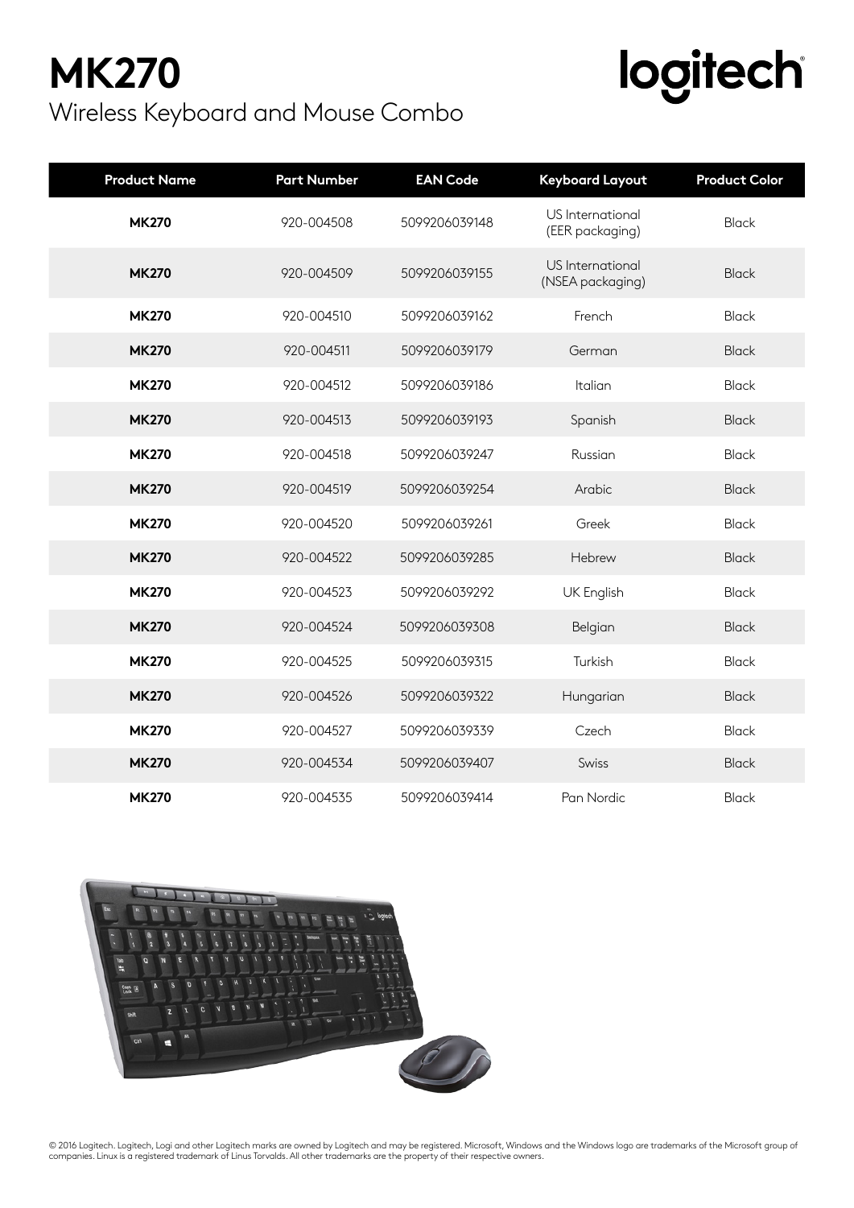# MK270

Wireless Keyboard and Mouse Combo

logitech

| Product Name | Part Number | EAN Code | Keyboard Layout | Product Color |
|---|---|---|---|---|
| **MK270** | 920-004508 | 5099206039148 | US International (EER packaging) | Black |
| **MK270** | 920-004509 | 5099206039155 | US International (NSEA packaging) | Black |
| **MK270** | 920-004510 | 5099206039162 | French | Black |
| **MK270** | 920-004511 | 5099206039179 | German | Black |
| **MK270** | 920-004512 | 5099206039186 | Italian | Black |
| **MK270** | 920-004513 | 5099206039193 | Spanish | Black |
| **MK270** | 920-004518 | 5099206039247 | Russian | Black |
| **MK270** | 920-004519 | 5099206039254 | Arabic | Black |
| **MK270** | 920-004520 | 5099206039261 | Greek | Black |
| **MK270** | 920-004522 | 5099206039285 | Hebrew | Black |
| **MK270** | 920-004523 | 5099206039292 | UK English | Black |
| **MK270** | 920-004524 | 5099206039308 | Belgian | Black |
| **MK270** | 920-004525 | 5099206039315 | Turkish | Black |
| **MK270** | 920-004526 | 5099206039322 | Hungarian | Black |
| **MK270** | 920-004527 | 5099206039339 | Czech | Black |
| **MK270** | 920-004534 | 5099206039407 | Swiss | Black |
| **MK270** | 920-004535 | 5099206039414 | Pan Nordic | Black |

© 2016 Logitech. Logitech, Logi and other Logitech marks are owned by Logitech and may be registered. Microsoft, Windows and the Windows logo are trademarks of the Microsoft group of companies. Linux is a registered trademark of Linus Torvalds. All other trademarks are the property of their respective owners.